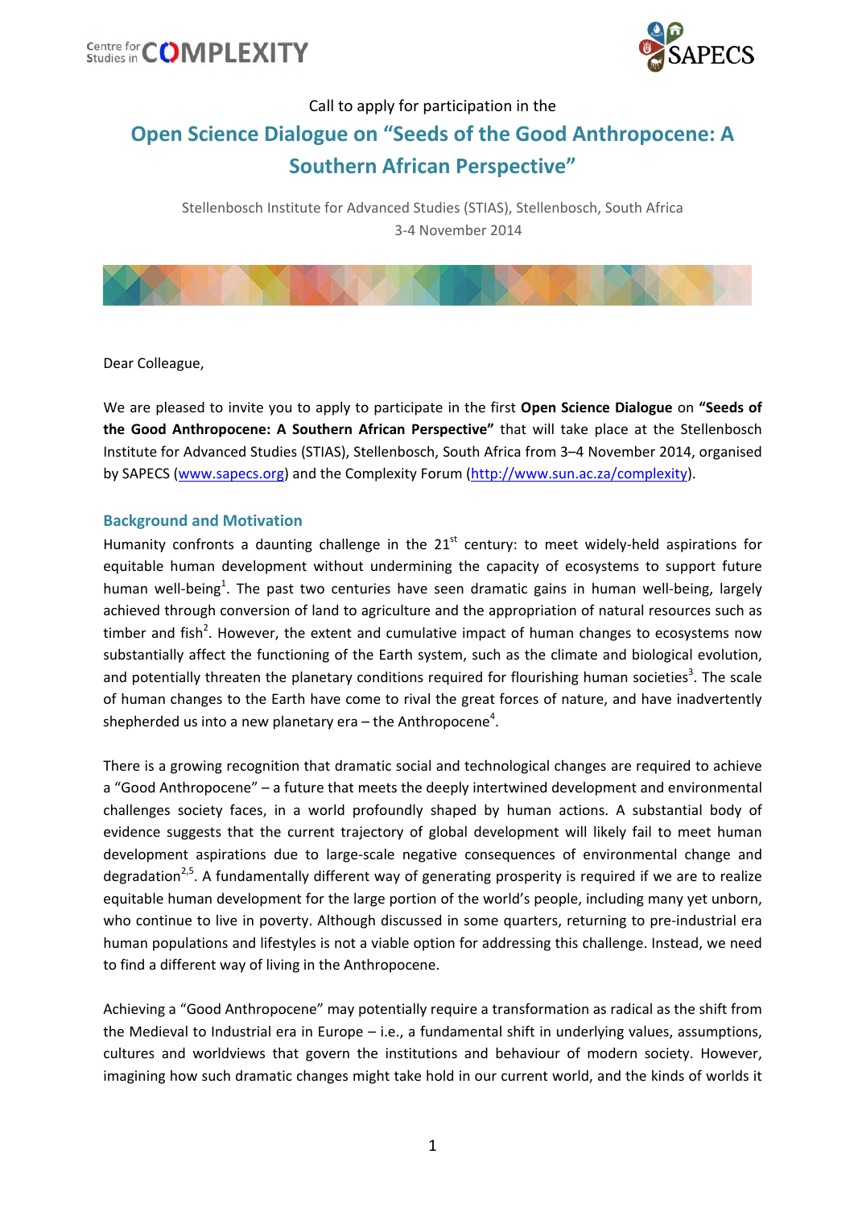Centre for Studies in COMPLEXITY

SAPECS

Call to apply for participation in the

# Open Science Dialogue on "Seeds of the Good Anthropocene: A Southern African Perspective"

Stellenbosch Institute for Advanced Studies (STIAS), Stellenbosch, South Africa
3-4 November 2014

Dear Colleague,

We are pleased to invite you to apply to participate in the first **Open Science Dialogue** on **"Seeds of the Good Anthropocene: A Southern African Perspective"** that will take place at the Stellenbosch Institute for Advanced Studies (STIAS), Stellenbosch, South Africa from 3–4 November 2014, organised by SAPECS (www.sapecs.org) and the Complexity Forum (http://www.sun.ac.za/complexity).

## Background and Motivation

Humanity confronts a daunting challenge in the 21st century: to meet widely-held aspirations for equitable human development without undermining the capacity of ecosystems to support future human well-being[1]. The past two centuries have seen dramatic gains in human well-being, largely achieved through conversion of land to agriculture and the appropriation of natural resources such as timber and fish[2]. However, the extent and cumulative impact of human changes to ecosystems now substantially affect the functioning of the Earth system, such as the climate and biological evolution, and potentially threaten the planetary conditions required for flourishing human societies[3]. The scale of human changes to the Earth have come to rival the great forces of nature, and have inadvertently shepherded us into a new planetary era – the Anthropocene[4].

There is a growing recognition that dramatic social and technological changes are required to achieve a "Good Anthropocene" – a future that meets the deeply intertwined development and environmental challenges society faces, in a world profoundly shaped by human actions. A substantial body of evidence suggests that the current trajectory of global development will likely fail to meet human development aspirations due to large-scale negative consequences of environmental change and degradation[2,5]. A fundamentally different way of generating prosperity is required if we are to realize equitable human development for the large portion of the world's people, including many yet unborn, who continue to live in poverty. Although discussed in some quarters, returning to pre-industrial era human populations and lifestyles is not a viable option for addressing this challenge. Instead, we need to find a different way of living in the Anthropocene.

Achieving a "Good Anthropocene" may potentially require a transformation as radical as the shift from the Medieval to Industrial era in Europe – i.e., a fundamental shift in underlying values, assumptions, cultures and worldviews that govern the institutions and behaviour of modern society. However, imagining how such dramatic changes might take hold in our current world, and the kinds of worlds it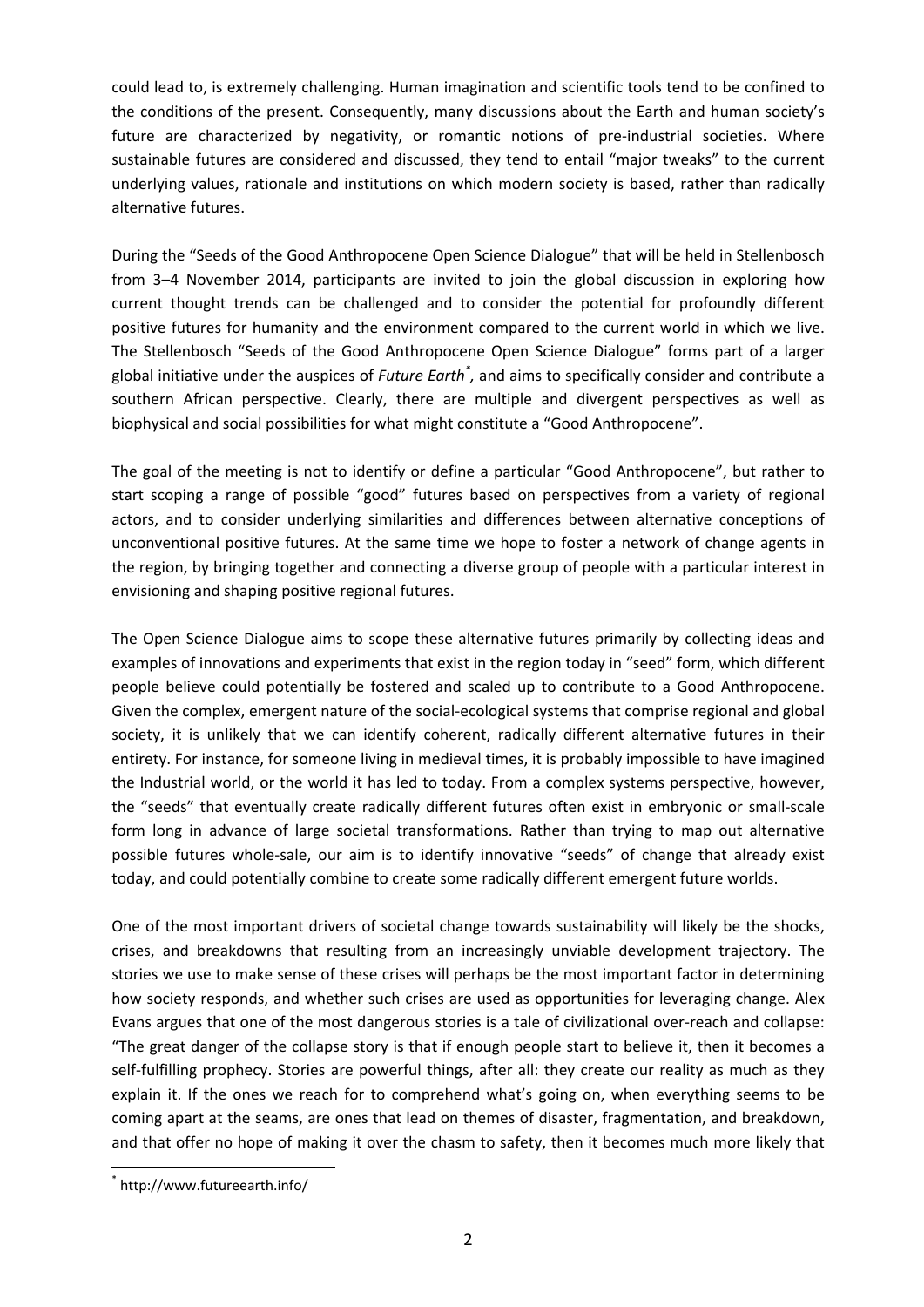could lead to, is extremely challenging. Human imagination and scientific tools tend to be confined to the conditions of the present. Consequently, many discussions about the Earth and human society's future are characterized by negativity, or romantic notions of pre-industrial societies. Where sustainable futures are considered and discussed, they tend to entail "major tweaks" to the current underlying values, rationale and institutions on which modern society is based, rather than radically alternative futures.

During the "Seeds of the Good Anthropocene Open Science Dialogue" that will be held in Stellenbosch from 3–4 November 2014, participants are invited to join the global discussion in exploring how current thought trends can be challenged and to consider the potential for profoundly different positive futures for humanity and the environment compared to the current world in which we live. The Stellenbosch "Seeds of the Good Anthropocene Open Science Dialogue" forms part of a larger global initiative under the auspices of *Future Earth*[*], and aims to specifically consider and contribute a southern African perspective. Clearly, there are multiple and divergent perspectives as well as biophysical and social possibilities for what might constitute a "Good Anthropocene".

The goal of the meeting is not to identify or define a particular "Good Anthropocene", but rather to start scoping a range of possible "good" futures based on perspectives from a variety of regional actors, and to consider underlying similarities and differences between alternative conceptions of unconventional positive futures. At the same time we hope to foster a network of change agents in the region, by bringing together and connecting a diverse group of people with a particular interest in envisioning and shaping positive regional futures.

The Open Science Dialogue aims to scope these alternative futures primarily by collecting ideas and examples of innovations and experiments that exist in the region today in "seed" form, which different people believe could potentially be fostered and scaled up to contribute to a Good Anthropocene. Given the complex, emergent nature of the social-ecological systems that comprise regional and global society, it is unlikely that we can identify coherent, radically different alternative futures in their entirety. For instance, for someone living in medieval times, it is probably impossible to have imagined the Industrial world, or the world it has led to today. From a complex systems perspective, however, the "seeds" that eventually create radically different futures often exist in embryonic or small-scale form long in advance of large societal transformations. Rather than trying to map out alternative possible futures whole-sale, our aim is to identify innovative "seeds" of change that already exist today, and could potentially combine to create some radically different emergent future worlds.

One of the most important drivers of societal change towards sustainability will likely be the shocks, crises, and breakdowns that resulting from an increasingly unviable development trajectory. The stories we use to make sense of these crises will perhaps be the most important factor in determining how society responds, and whether such crises are used as opportunities for leveraging change. Alex Evans argues that one of the most dangerous stories is a tale of civilizational over-reach and collapse: "The great danger of the collapse story is that if enough people start to believe it, then it becomes a self-fulfilling prophecy. Stories are powerful things, after all: they create our reality as much as they explain it. If the ones we reach for to comprehend what's going on, when everything seems to be coming apart at the seams, are ones that lead on themes of disaster, fragmentation, and breakdown, and that offer no hope of making it over the chasm to safety, then it becomes much more likely that

[*] http://www.futureearth.info/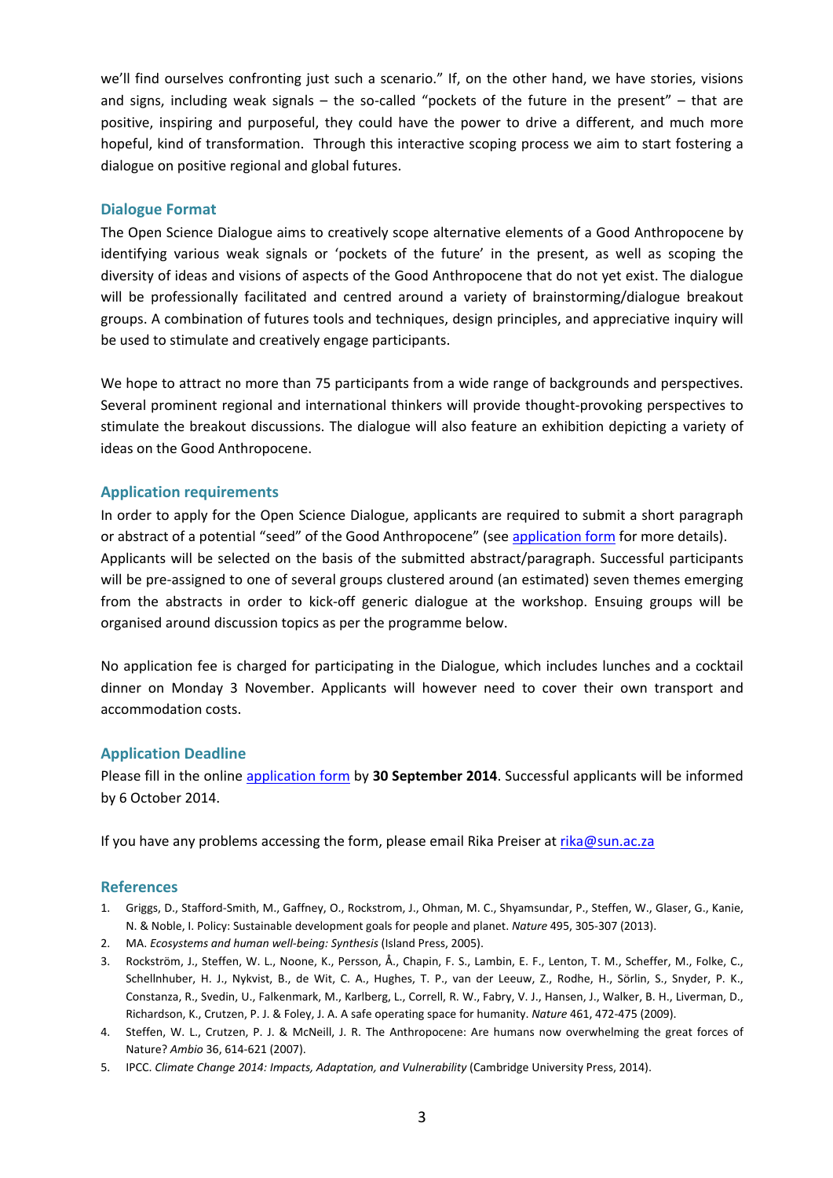we'll find ourselves confronting just such a scenario." If, on the other hand, we have stories, visions and signs, including weak signals – the so-called "pockets of the future in the present" – that are positive, inspiring and purposeful, they could have the power to drive a different, and much more hopeful, kind of transformation. Through this interactive scoping process we aim to start fostering a dialogue on positive regional and global futures.

## Dialogue Format

The Open Science Dialogue aims to creatively scope alternative elements of a Good Anthropocene by identifying various weak signals or 'pockets of the future' in the present, as well as scoping the diversity of ideas and visions of aspects of the Good Anthropocene that do not yet exist. The dialogue will be professionally facilitated and centred around a variety of brainstorming/dialogue breakout groups. A combination of futures tools and techniques, design principles, and appreciative inquiry will be used to stimulate and creatively engage participants.

We hope to attract no more than 75 participants from a wide range of backgrounds and perspectives. Several prominent regional and international thinkers will provide thought-provoking perspectives to stimulate the breakout discussions. The dialogue will also feature an exhibition depicting a variety of ideas on the Good Anthropocene.

## Application requirements

In order to apply for the Open Science Dialogue, applicants are required to submit a short paragraph or abstract of a potential "seed" of the Good Anthropocene" (see application form for more details). Applicants will be selected on the basis of the submitted abstract/paragraph. Successful participants will be pre-assigned to one of several groups clustered around (an estimated) seven themes emerging from the abstracts in order to kick-off generic dialogue at the workshop. Ensuing groups will be organised around discussion topics as per the programme below.

No application fee is charged for participating in the Dialogue, which includes lunches and a cocktail dinner on Monday 3 November. Applicants will however need to cover their own transport and accommodation costs.

## Application Deadline

Please fill in the online application form by **30 September 2014**. Successful applicants will be informed by 6 October 2014.

If you have any problems accessing the form, please email Rika Preiser at rika@sun.ac.za

## References

1. Griggs, D., Stafford-Smith, M., Gaffney, O., Rockstrom, J., Ohman, M. C., Shyamsundar, P., Steffen, W., Glaser, G., Kanie, N. & Noble, I. Policy: Sustainable development goals for people and planet. *Nature* 495, 305-307 (2013).
2. MA. *Ecosystems and human well-being: Synthesis* (Island Press, 2005).
3. Rockström, J., Steffen, W. L., Noone, K., Persson, Å., Chapin, F. S., Lambin, E. F., Lenton, T. M., Scheffer, M., Folke, C., Schellnhuber, H. J., Nykvist, B., de Wit, C. A., Hughes, T. P., van der Leeuw, Z., Rodhe, H., Sörlin, S., Snyder, P. K., Constanza, R., Svedin, U., Falkenmark, M., Karlberg, L., Correll, R. W., Fabry, V. J., Hansen, J., Walker, B. H., Liverman, D., Richardson, K., Crutzen, P. J. & Foley, J. A. A safe operating space for humanity. *Nature* 461, 472-475 (2009).
4. Steffen, W. L., Crutzen, P. J. & McNeill, J. R. The Anthropocene: Are humans now overwhelming the great forces of Nature? *Ambio* 36, 614-621 (2007).
5. IPCC. *Climate Change 2014: Impacts, Adaptation, and Vulnerability* (Cambridge University Press, 2014).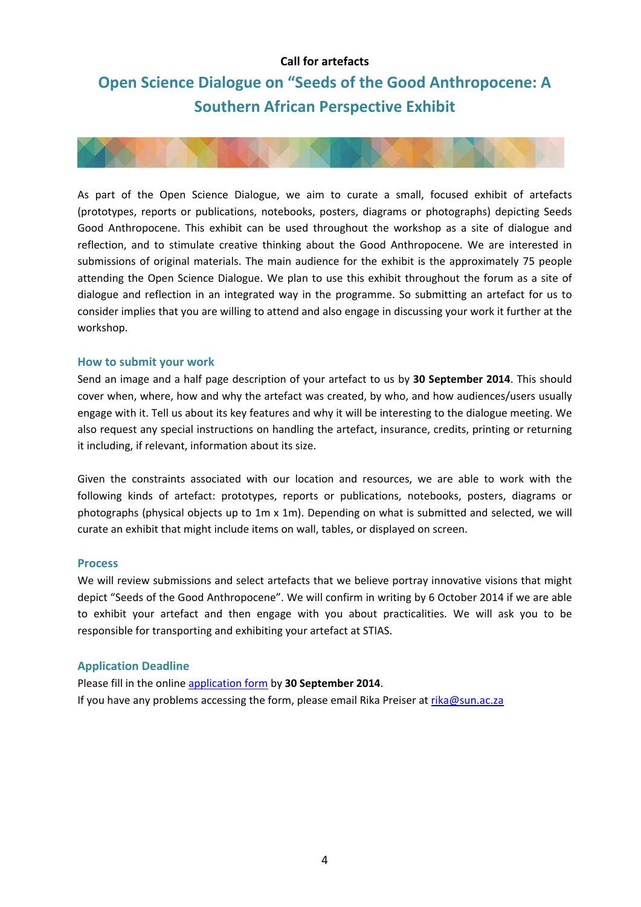**Call for artefacts**

# Open Science Dialogue on "Seeds of the Good Anthropocene: A Southern African Perspective Exhibit

As part of the Open Science Dialogue, we aim to curate a small, focused exhibit of artefacts (prototypes, reports or publications, notebooks, posters, diagrams or photographs) depicting Seeds Good Anthropocene. This exhibit can be used throughout the workshop as a site of dialogue and reflection, and to stimulate creative thinking about the Good Anthropocene. We are interested in submissions of original materials. The main audience for the exhibit is the approximately 75 people attending the Open Science Dialogue. We plan to use this exhibit throughout the forum as a site of dialogue and reflection in an integrated way in the programme. So submitting an artefact for us to consider implies that you are willing to attend and also engage in discussing your work it further at the workshop.

## How to submit your work

Send an image and a half page description of your artefact to us by **30 September 2014**. This should cover when, where, how and why the artefact was created, by who, and how audiences/users usually engage with it. Tell us about its key features and why it will be interesting to the dialogue meeting. We also request any special instructions on handling the artefact, insurance, credits, printing or returning it including, if relevant, information about its size.

Given the constraints associated with our location and resources, we are able to work with the following kinds of artefact: prototypes, reports or publications, notebooks, posters, diagrams or photographs (physical objects up to 1m x 1m). Depending on what is submitted and selected, we will curate an exhibit that might include items on wall, tables, or displayed on screen.

## Process

We will review submissions and select artefacts that we believe portray innovative visions that might depict "Seeds of the Good Anthropocene". We will confirm in writing by 6 October 2014 if we are able to exhibit your artefact and then engage with you about practicalities. We will ask you to be responsible for transporting and exhibiting your artefact at STIAS.

## Application Deadline

Please fill in the online application form by **30 September 2014**.
If you have any problems accessing the form, please email Rika Preiser at rika@sun.ac.za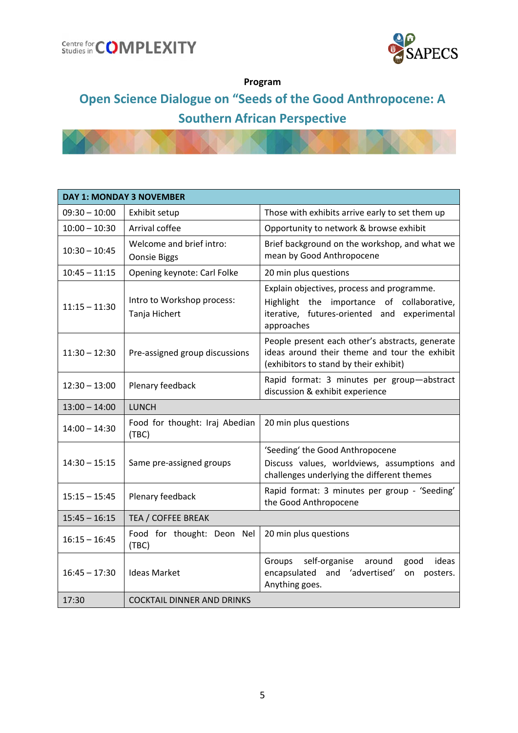**Program**

## Open Science Dialogue on "Seeds of the Good Anthropocene: A Southern African Perspective

| DAY 1: MONDAY 3 NOVEMBER | | |
|---|---|---|
| 09:30 – 10:00 | Exhibit setup | Those with exhibits arrive early to set them up |
| 10:00 – 10:30 | Arrival coffee | Opportunity to network & browse exhibit |
| 10:30 – 10:45 | Welcome and brief intro: Oonsie Biggs | Brief background on the workshop, and what we mean by Good Anthropocene |
| 10:45 – 11:15 | Opening keynote: Carl Folke | 20 min plus questions |
| 11:15 – 11:30 | Intro to Workshop process: Tanja Hichert | Explain objectives, process and programme. Highlight the importance of collaborative, iterative, futures-oriented and experimental approaches |
| 11:30 – 12:30 | Pre-assigned group discussions | People present each other's abstracts, generate ideas around their theme and tour the exhibit (exhibitors to stand by their exhibit) |
| 12:30 – 13:00 | Plenary feedback | Rapid format: 3 minutes per group—abstract discussion & exhibit experience |
| 13:00 – 14:00 | LUNCH | |
| 14:00 – 14:30 | Food for thought: Iraj Abedian (TBC) | 20 min plus questions |
| 14:30 – 15:15 | Same pre-assigned groups | 'Seeding' the Good Anthropocene<br>Discuss values, worldviews, assumptions and challenges underlying the different themes |
| 15:15 – 15:45 | Plenary feedback | Rapid format: 3 minutes per group - 'Seeding' the Good Anthropocene |
| 15:45 – 16:15 | TEA / COFFEE BREAK | |
| 16:15 – 16:45 | Food for thought: Deon Nel (TBC) | 20 min plus questions |
| 16:45 – 17:30 | Ideas Market | Groups self-organise around good ideas encapsulated and 'advertised' on posters. Anything goes. |
| 17:30 | COCKTAIL DINNER AND DRINKS | |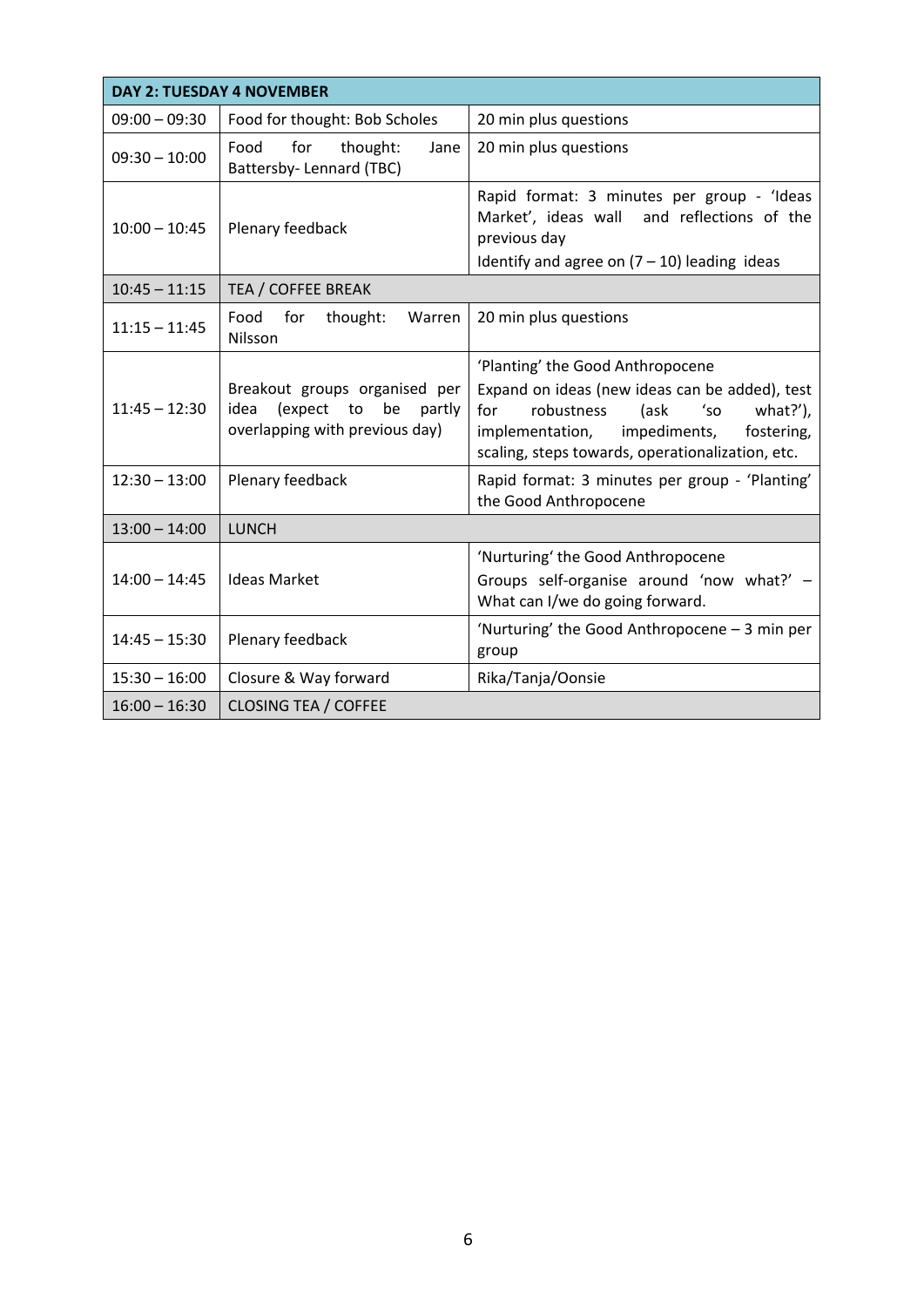| DAY 2: TUESDAY 4 NOVEMBER | | |
|---|---|---|
| 09:00 – 09:30 | Food for thought: Bob Scholes | 20 min plus questions |
| 09:30 – 10:00 | Food for thought: Jane Battersby- Lennard (TBC) | 20 min plus questions |
| 10:00 – 10:45 | Plenary feedback | Rapid format: 3 minutes per group - 'Ideas Market', ideas wall and reflections of the previous day<br>Identify and agree on (7 – 10) leading ideas |
| 10:45 – 11:15 | TEA / COFFEE BREAK | |
| 11:15 – 11:45 | Food for thought: Warren Nilsson | 20 min plus questions |
| 11:45 – 12:30 | Breakout groups organised per idea (expect to be partly overlapping with previous day) | 'Planting' the Good Anthropocene<br>Expand on ideas (new ideas can be added), test for robustness (ask 'so what?'), implementation, impediments, fostering, scaling, steps towards, operationalization, etc. |
| 12:30 – 13:00 | Plenary feedback | Rapid format: 3 minutes per group - 'Planting' the Good Anthropocene |
| 13:00 – 14:00 | LUNCH | |
| 14:00 – 14:45 | Ideas Market | 'Nurturing' the Good Anthropocene<br>Groups self-organise around 'now what?' – What can I/we do going forward. |
| 14:45 – 15:30 | Plenary feedback | 'Nurturing' the Good Anthropocene – 3 min per group |
| 15:30 – 16:00 | Closure & Way forward | Rika/Tanja/Oonsie |
| 16:00 – 16:30 | CLOSING TEA / COFFEE | |